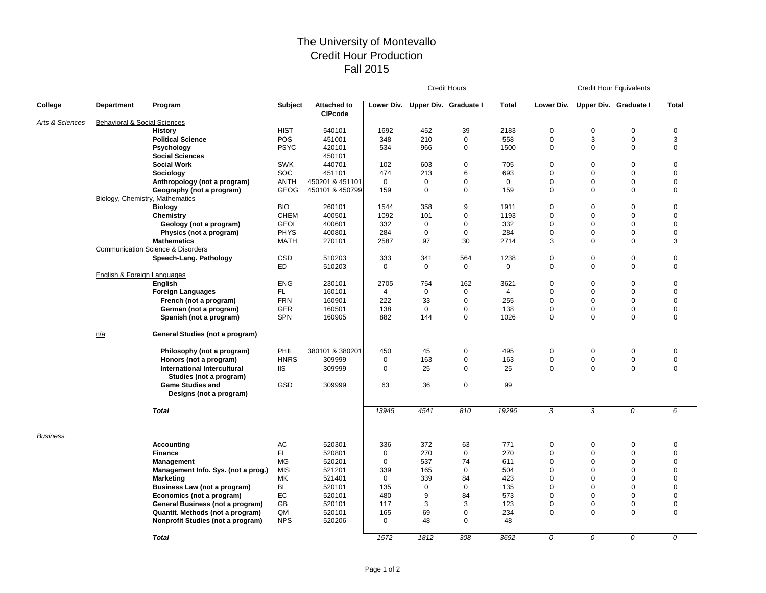# The University of Montevallo
## Credit Hour Production
## Fall 2015

| College | Department | Program | Subject | Attached to CIPcode | Credit Hours | | | | Credit Hour Equivalents | | | |
|---|---|---|---|---|---|---|---|---|---|---|---|---|
| | | | | | Lower Div. | Upper Div. | Graduate I | Total | Lower Div. | Upper Div. | Graduate I | Total |
| *Arts & Sciences* | Behavioral & Social Sciences | | | | | | | | | | | |
| | | **History** | HIST | 540101 | 1692 | 452 | 39 | 2183 | 0 | 0 | 0 | 0 |
| | | **Political Science** | POS | 451001 | 348 | 210 | 0 | 558 | 0 | 3 | 0 | 3 |
| | | **Psychology** | PSYC | 420101 | 534 | 966 | 0 | 1500 | 0 | 0 | 0 | 0 |
| | | **Social Sciences** | | 450101 | | | | | | | | |
| | | **Social Work** | SWK | 440701 | 102 | 603 | 0 | 705 | 0 | 0 | 0 | 0 |
| | | **Sociology** | SOC | 451101 | 474 | 213 | 6 | 693 | 0 | 0 | 0 | 0 |
| | | **Anthropology (not a program)** | ANTH | 450201 & 451101 | 0 | 0 | 0 | 0 | 0 | 0 | 0 | 0 |
| | | **Geography (not a program)** | GEOG | 450101 & 450799 | 159 | 0 | 0 | 159 | 0 | 0 | 0 | 0 |
| | Biology, Chemistry, Mathematics | | | | | | | | | | | |
| | | **Biology** | BIO | 260101 | 1544 | 358 | 9 | 1911 | 0 | 0 | 0 | 0 |
| | | **Chemistry** | CHEM | 400501 | 1092 | 101 | 0 | 1193 | 0 | 0 | 0 | 0 |
| | | **Geology (not a program)** | GEOL | 400601 | 332 | 0 | 0 | 332 | 0 | 0 | 0 | 0 |
| | | **Physics (not a program)** | PHYS | 400801 | 284 | 0 | 0 | 284 | 0 | 0 | 0 | 0 |
| | | **Mathematics** | MATH | 270101 | 2587 | 97 | 30 | 2714 | 3 | 0 | 0 | 3 |
| | Communication Science & Disorders | | | | | | | | | | | |
| | | **Speech-Lang. Pathology** | CSD | 510203 | 333 | 341 | 564 | 1238 | 0 | 0 | 0 | 0 |
| | | | ED | 510203 | 0 | 0 | 0 | 0 | 0 | 0 | 0 | 0 |
| | English & Foreign Languages | | | | | | | | | | | |
| | | **English** | ENG | 230101 | 2705 | 754 | 162 | 3621 | 0 | 0 | 0 | 0 |
| | | **Foreign Languages** | FL | 160101 | 4 | 0 | 0 | 4 | 0 | 0 | 0 | 0 |
| | | **French (not a program)** | FRN | 160901 | 222 | 33 | 0 | 255 | 0 | 0 | 0 | 0 |
| | | **German (not a program)** | GER | 160501 | 138 | 0 | 0 | 138 | 0 | 0 | 0 | 0 |
| | | **Spanish (not a program)** | SPN | 160905 | 882 | 144 | 0 | 1026 | 0 | 0 | 0 | 0 |
| | n/a | **General Studies (not a program)** | | | | | | | | | | |
| | | **Philosophy (not a program)** | PHIL | 380101 & 380201 | 450 | 45 | 0 | 495 | 0 | 0 | 0 | 0 |
| | | **Honors (not a program)** | HNRS | 309999 | 0 | 163 | 0 | 163 | 0 | 0 | 0 | 0 |
| | | **International Intercultural Studies (not a program)** | IIS | 309999 | 0 | 25 | 0 | 25 | 0 | 0 | 0 | 0 |
| | | **Game Studies and Designs (not a program)** | GSD | 309999 | 63 | 36 | 0 | 99 | | | | |
| | | ***Total*** | | | *13945* | *4541* | *810* | *19296* | *3* | *3* | *0* | *6* |
| *Business* | | | | | | | | | | | | |
| | | **Accounting** | AC | 520301 | 336 | 372 | 63 | 771 | 0 | 0 | 0 | 0 |
| | | **Finance** | FI | 520801 | 0 | 270 | 0 | 270 | 0 | 0 | 0 | 0 |
| | | **Management** | MG | 520201 | 0 | 537 | 74 | 611 | 0 | 0 | 0 | 0 |
| | | **Management Info. Sys. (not a prog.)** | MIS | 521201 | 339 | 165 | 0 | 504 | 0 | 0 | 0 | 0 |
| | | **Marketing** | MK | 521401 | 0 | 339 | 84 | 423 | 0 | 0 | 0 | 0 |
| | | **Business Law (not a program)** | BL | 520101 | 135 | 0 | 0 | 135 | 0 | 0 | 0 | 0 |
| | | **Economics (not a program)** | EC | 520101 | 480 | 9 | 84 | 573 | 0 | 0 | 0 | 0 |
| | | **General Business (not a program)** | GB | 520101 | 117 | 3 | 3 | 123 | 0 | 0 | 0 | 0 |
| | | **Quantit. Methods (not a program)** | QM | 520101 | 165 | 69 | 0 | 234 | 0 | 0 | 0 | 0 |
| | | **Nonprofit Studies (not a program)** | NPS | 520206 | 0 | 48 | 0 | 48 | | | | |
| | | ***Total*** | | | *1572* | *1812* | *308* | *3692* | *0* | *0* | *0* | *0* |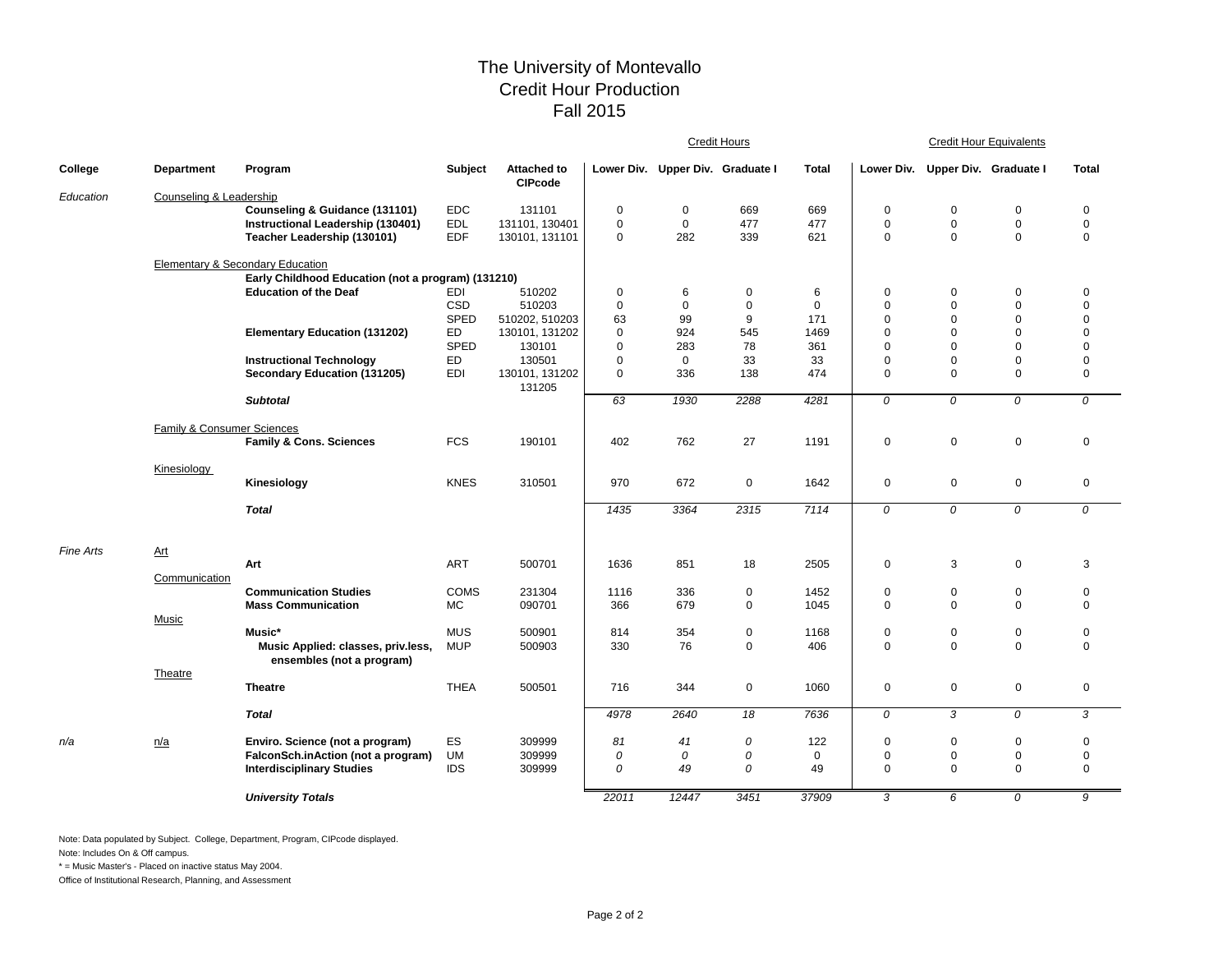# The University of Montevallo
## Credit Hour Production
## Fall 2015

| College | Department | Program | Subject | Attached to CIPcode | Credit Hours | | | | Credit Hour Equivalents | | | |
|---|---|---|---|---|---|---|---|---|---|---|---|---|
| | | | | | Lower Div. | Upper Div. | Graduate I | Total | Lower Div. | Upper Div. | Graduate I | Total |
| *Education* | Counseling & Leadership | | | | | | | | | | | |
| | | **Counseling & Guidance (131101)** | EDC | 131101 | 0 | 0 | 669 | 669 | 0 | 0 | 0 | 0 |
| | | **Instructional Leadership (130401)** | EDL | 131101, 130401 | 0 | 0 | 477 | 477 | 0 | 0 | 0 | 0 |
| | | **Teacher Leadership (130101)** | EDF | 130101, 131101 | 0 | 282 | 339 | 621 | 0 | 0 | 0 | 0 |
| | Elementary & Secondary Education | | | | | | | | | | | |
| | | **Early Childhood Education (not a program) (131210)** | | | | | | | | | | |
| | | **Education of the Deaf** | EDI | 510202 | 0 | 6 | 0 | 6 | 0 | 0 | 0 | 0 |
| | | | CSD | 510203 | 0 | 0 | 0 | 0 | 0 | 0 | 0 | 0 |
| | | | SPED | 510202, 510203 | 63 | 99 | 9 | 171 | 0 | 0 | 0 | 0 |
| | | **Elementary Education (131202)** | ED | 130101, 131202 | 0 | 924 | 545 | 1469 | 0 | 0 | 0 | 0 |
| | | | SPED | 130101 | 0 | 283 | 78 | 361 | 0 | 0 | 0 | 0 |
| | | **Instructional Technology** | ED | 130501 | 0 | 0 | 33 | 33 | 0 | 0 | 0 | 0 |
| | | **Secondary Education (131205)** | EDI | 130101, 131202 131205 | 0 | 336 | 138 | 474 | 0 | 0 | 0 | 0 |
| | | ***Subtotal*** | | | *63* | *1930* | *2288* | *4281* | *0* | *0* | *0* | *0* |
| | Family & Consumer Sciences | | | | | | | | | | | |
| | | **Family & Cons. Sciences** | FCS | 190101 | 402 | 762 | 27 | 1191 | 0 | 0 | 0 | 0 |
| | Kinesiology | | | | | | | | | | | |
| | | **Kinesiology** | KNES | 310501 | 970 | 672 | 0 | 1642 | 0 | 0 | 0 | 0 |
| | | ***Total*** | | | *1435* | *3364* | *2315* | *7114* | *0* | *0* | *0* | *0* |
| *Fine Arts* | Art | | | | | | | | | | | |
| | | **Art** | ART | 500701 | 1636 | 851 | 18 | 2505 | 0 | 3 | 0 | 3 |
| | Communication | | | | | | | | | | | |
| | | **Communication Studies** | COMS | 231304 | 1116 | 336 | 0 | 1452 | 0 | 0 | 0 | 0 |
| | | **Mass Communication** | MC | 090701 | 366 | 679 | 0 | 1045 | 0 | 0 | 0 | 0 |
| | Music | | | | | | | | | | | |
| | | **Music*** | MUS | 500901 | 814 | 354 | 0 | 1168 | 0 | 0 | 0 | 0 |
| | | **Music Applied: classes, priv.less, ensembles (not a program)** | MUP | 500903 | 330 | 76 | 0 | 406 | 0 | 0 | 0 | 0 |
| | Theatre | | | | | | | | | | | |
| | | **Theatre** | THEA | 500501 | 716 | 344 | 0 | 1060 | 0 | 0 | 0 | 0 |
| | | ***Total*** | | | *4978* | *2640* | *18* | *7636* | *0* | *3* | *0* | *3* |
| *n/a* | n/a | **Enviro. Science (not a program)** | ES | 309999 | *81* | *41* | *0* | 122 | 0 | 0 | 0 | 0 |
| | | **FalconSch.inAction (not a program)** | UM | 309999 | *0* | *0* | *0* | 0 | 0 | 0 | 0 | 0 |
| | | **Interdisciplinary Studies** | IDS | 309999 | *0* | *49* | *0* | 49 | 0 | 0 | 0 | 0 |
| | | ***University Totals*** | | | *22011* | *12447* | *3451* | *37909* | *3* | *6* | *0* | *9* |

Note: Data populated by Subject. College, Department, Program, CIPcode displayed.

Note: Includes On & Off campus.

* = Music Master's - Placed on inactive status May 2004.

Office of Institutional Research, Planning, and Assessment